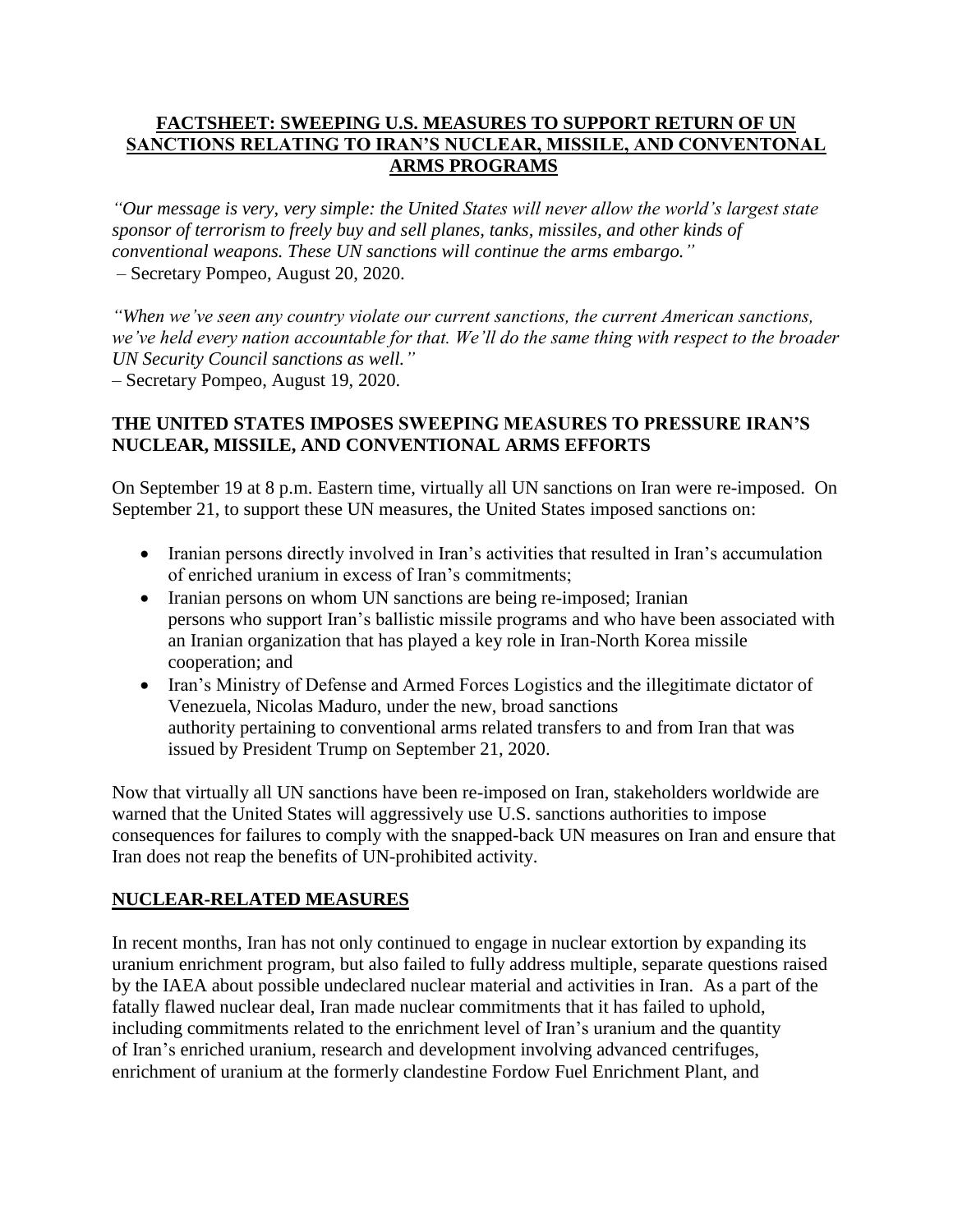# FACTSHEET: SWEEPING U.S. MEASURES TO SUPPORT RETURN OF UN SANCTIONS RELATING TO IRAN'S NUCLEAR, MISSILE, AND CONVENTONAL ARMS PROGRAMS

*"Our message is very, very simple: the United States will never allow the world's largest state sponsor of terrorism to freely buy and sell planes, tanks, missiles, and other kinds of conventional weapons. These UN sanctions will continue the arms embargo."*
– Secretary Pompeo, August 20, 2020.

*"When we've seen any country violate our current sanctions, the current American sanctions, we've held every nation accountable for that. We'll do the same thing with respect to the broader UN Security Council sanctions as well."*
– Secretary Pompeo, August 19, 2020.

## THE UNITED STATES IMPOSES SWEEPING MEASURES TO PRESSURE IRAN'S NUCLEAR, MISSILE, AND CONVENTIONAL ARMS EFFORTS

On September 19 at 8 p.m. Eastern time, virtually all UN sanctions on Iran were re-imposed. On September 21, to support these UN measures, the United States imposed sanctions on:

- Iranian persons directly involved in Iran's activities that resulted in Iran's accumulation of enriched uranium in excess of Iran's commitments;
- Iranian persons on whom UN sanctions are being re-imposed; Iranian persons who support Iran's ballistic missile programs and who have been associated with an Iranian organization that has played a key role in Iran-North Korea missile cooperation; and
- Iran's Ministry of Defense and Armed Forces Logistics and the illegitimate dictator of Venezuela, Nicolas Maduro, under the new, broad sanctions authority pertaining to conventional arms related transfers to and from Iran that was issued by President Trump on September 21, 2020.

Now that virtually all UN sanctions have been re-imposed on Iran, stakeholders worldwide are warned that the United States will aggressively use U.S. sanctions authorities to impose consequences for failures to comply with the snapped-back UN measures on Iran and ensure that Iran does not reap the benefits of UN-prohibited activity.

## NUCLEAR-RELATED MEASURES

In recent months, Iran has not only continued to engage in nuclear extortion by expanding its uranium enrichment program, but also failed to fully address multiple, separate questions raised by the IAEA about possible undeclared nuclear material and activities in Iran. As a part of the fatally flawed nuclear deal, Iran made nuclear commitments that it has failed to uphold, including commitments related to the enrichment level of Iran's uranium and the quantity of Iran's enriched uranium, research and development involving advanced centrifuges, enrichment of uranium at the formerly clandestine Fordow Fuel Enrichment Plant, and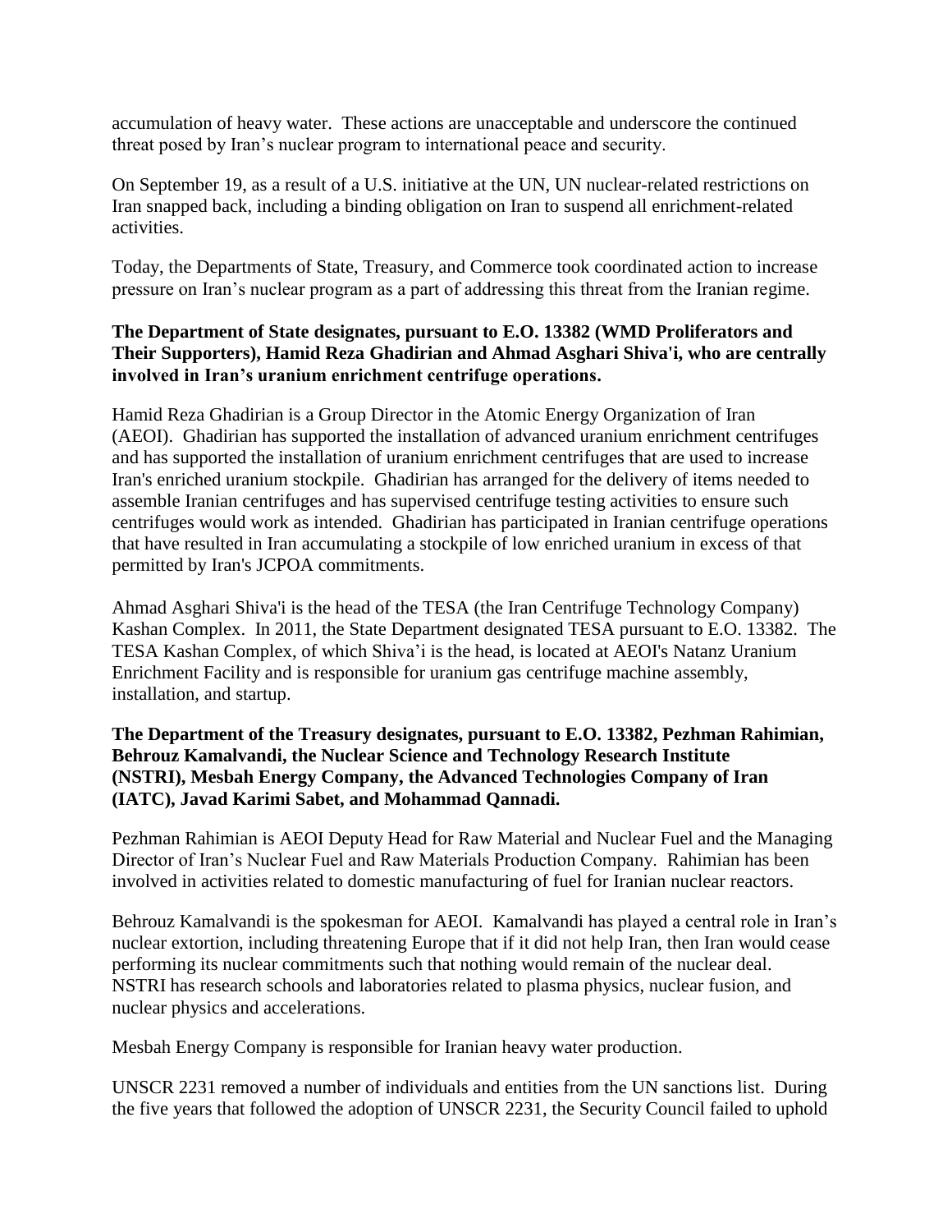accumulation of heavy water. These actions are unacceptable and underscore the continued threat posed by Iran's nuclear program to international peace and security.

On September 19, as a result of a U.S. initiative at the UN, UN nuclear-related restrictions on Iran snapped back, including a binding obligation on Iran to suspend all enrichment-related activities.

Today, the Departments of State, Treasury, and Commerce took coordinated action to increase pressure on Iran's nuclear program as a part of addressing this threat from the Iranian regime.

**The Department of State designates, pursuant to E.O. 13382 (WMD Proliferators and Their Supporters), Hamid Reza Ghadirian and Ahmad Asghari Shiva'i, who are centrally involved in Iran's uranium enrichment centrifuge operations.**

Hamid Reza Ghadirian is a Group Director in the Atomic Energy Organization of Iran (AEOI). Ghadirian has supported the installation of advanced uranium enrichment centrifuges and has supported the installation of uranium enrichment centrifuges that are used to increase Iran's enriched uranium stockpile. Ghadirian has arranged for the delivery of items needed to assemble Iranian centrifuges and has supervised centrifuge testing activities to ensure such centrifuges would work as intended. Ghadirian has participated in Iranian centrifuge operations that have resulted in Iran accumulating a stockpile of low enriched uranium in excess of that permitted by Iran's JCPOA commitments.

Ahmad Asghari Shiva'i is the head of the TESA (the Iran Centrifuge Technology Company) Kashan Complex. In 2011, the State Department designated TESA pursuant to E.O. 13382. The TESA Kashan Complex, of which Shiva'i is the head, is located at AEOI's Natanz Uranium Enrichment Facility and is responsible for uranium gas centrifuge machine assembly, installation, and startup.

**The Department of the Treasury designates, pursuant to E.O. 13382, Pezhman Rahimian, Behrouz Kamalvandi, the Nuclear Science and Technology Research Institute (NSTRI), Mesbah Energy Company, the Advanced Technologies Company of Iran (IATC), Javad Karimi Sabet, and Mohammad Qannadi.**

Pezhman Rahimian is AEOI Deputy Head for Raw Material and Nuclear Fuel and the Managing Director of Iran's Nuclear Fuel and Raw Materials Production Company. Rahimian has been involved in activities related to domestic manufacturing of fuel for Iranian nuclear reactors.

Behrouz Kamalvandi is the spokesman for AEOI. Kamalvandi has played a central role in Iran's nuclear extortion, including threatening Europe that if it did not help Iran, then Iran would cease performing its nuclear commitments such that nothing would remain of the nuclear deal.
NSTRI has research schools and laboratories related to plasma physics, nuclear fusion, and nuclear physics and accelerations.

Mesbah Energy Company is responsible for Iranian heavy water production.

UNSCR 2231 removed a number of individuals and entities from the UN sanctions list. During the five years that followed the adoption of UNSCR 2231, the Security Council failed to uphold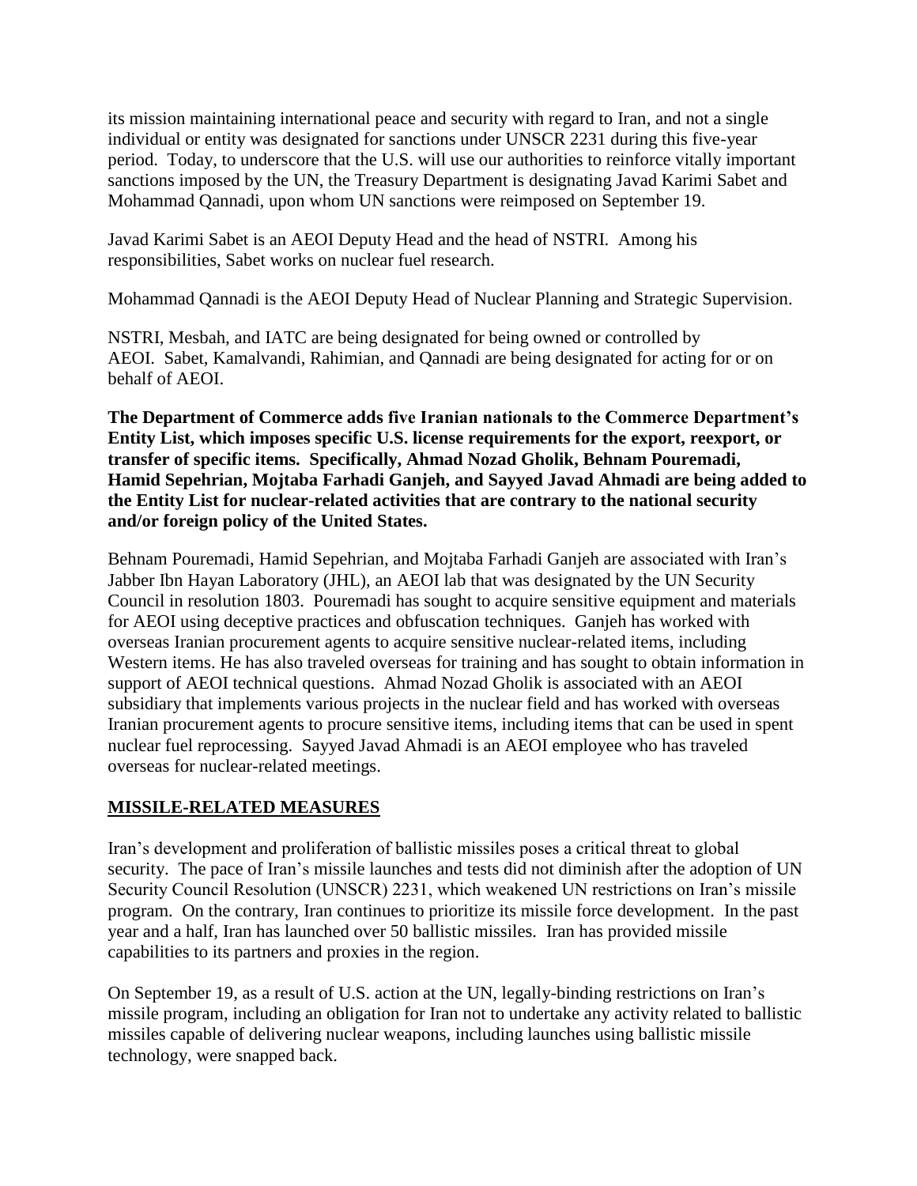its mission maintaining international peace and security with regard to Iran, and not a single individual or entity was designated for sanctions under UNSCR 2231 during this five-year period. Today, to underscore that the U.S. will use our authorities to reinforce vitally important sanctions imposed by the UN, the Treasury Department is designating Javad Karimi Sabet and Mohammad Qannadi, upon whom UN sanctions were reimposed on September 19.

Javad Karimi Sabet is an AEOI Deputy Head and the head of NSTRI. Among his responsibilities, Sabet works on nuclear fuel research.

Mohammad Qannadi is the AEOI Deputy Head of Nuclear Planning and Strategic Supervision.

NSTRI, Mesbah, and IATC are being designated for being owned or controlled by AEOI. Sabet, Kamalvandi, Rahimian, and Qannadi are being designated for acting for or on behalf of AEOI.

**The Department of Commerce adds five Iranian nationals to the Commerce Department's Entity List, which imposes specific U.S. license requirements for the export, reexport, or transfer of specific items. Specifically, Ahmad Nozad Gholik, Behnam Pouremadi, Hamid Sepehrian, Mojtaba Farhadi Ganjeh, and Sayyed Javad Ahmadi are being added to the Entity List for nuclear-related activities that are contrary to the national security and/or foreign policy of the United States.**

Behnam Pouremadi, Hamid Sepehrian, and Mojtaba Farhadi Ganjeh are associated with Iran's Jabber Ibn Hayan Laboratory (JHL), an AEOI lab that was designated by the UN Security Council in resolution 1803. Pouremadi has sought to acquire sensitive equipment and materials for AEOI using deceptive practices and obfuscation techniques. Ganjeh has worked with overseas Iranian procurement agents to acquire sensitive nuclear-related items, including Western items. He has also traveled overseas for training and has sought to obtain information in support of AEOI technical questions. Ahmad Nozad Gholik is associated with an AEOI subsidiary that implements various projects in the nuclear field and has worked with overseas Iranian procurement agents to procure sensitive items, including items that can be used in spent nuclear fuel reprocessing. Sayyed Javad Ahmadi is an AEOI employee who has traveled overseas for nuclear-related meetings.

## MISSILE-RELATED MEASURES

Iran's development and proliferation of ballistic missiles poses a critical threat to global security. The pace of Iran's missile launches and tests did not diminish after the adoption of UN Security Council Resolution (UNSCR) 2231, which weakened UN restrictions on Iran's missile program. On the contrary, Iran continues to prioritize its missile force development. In the past year and a half, Iran has launched over 50 ballistic missiles. Iran has provided missile capabilities to its partners and proxies in the region.

On September 19, as a result of U.S. action at the UN, legally-binding restrictions on Iran's missile program, including an obligation for Iran not to undertake any activity related to ballistic missiles capable of delivering nuclear weapons, including launches using ballistic missile technology, were snapped back.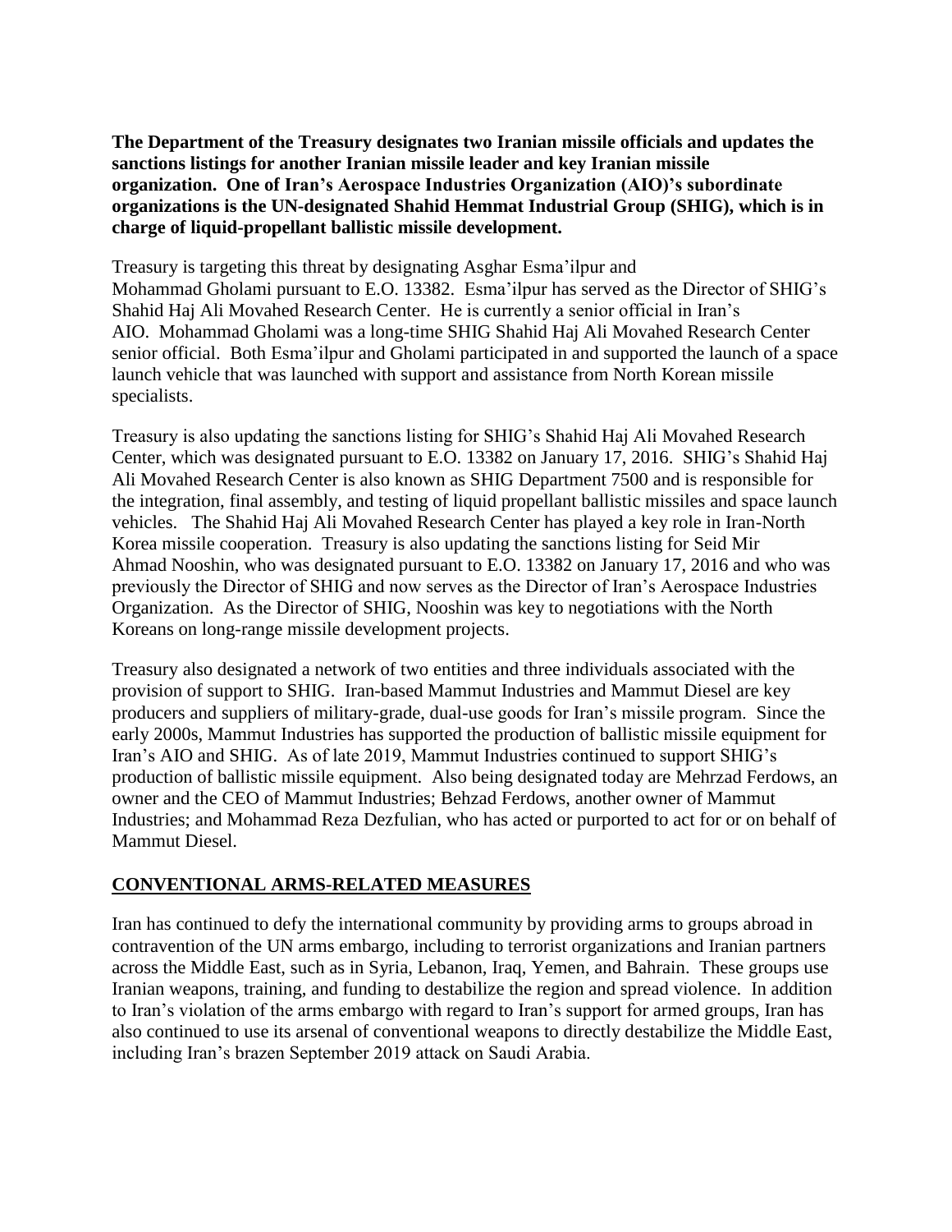**The Department of the Treasury designates two Iranian missile officials and updates the sanctions listings for another Iranian missile leader and key Iranian missile organization. One of Iran's Aerospace Industries Organization (AIO)'s subordinate organizations is the UN-designated Shahid Hemmat Industrial Group (SHIG), which is in charge of liquid-propellant ballistic missile development.**

Treasury is targeting this threat by designating Asghar Esma'ilpur and Mohammad Gholami pursuant to E.O. 13382. Esma'ilpur has served as the Director of SHIG's Shahid Haj Ali Movahed Research Center. He is currently a senior official in Iran's AIO. Mohammad Gholami was a long-time SHIG Shahid Haj Ali Movahed Research Center senior official. Both Esma'ilpur and Gholami participated in and supported the launch of a space launch vehicle that was launched with support and assistance from North Korean missile specialists.

Treasury is also updating the sanctions listing for SHIG's Shahid Haj Ali Movahed Research Center, which was designated pursuant to E.O. 13382 on January 17, 2016. SHIG's Shahid Haj Ali Movahed Research Center is also known as SHIG Department 7500 and is responsible for the integration, final assembly, and testing of liquid propellant ballistic missiles and space launch vehicles. The Shahid Haj Ali Movahed Research Center has played a key role in Iran-North Korea missile cooperation. Treasury is also updating the sanctions listing for Seid Mir Ahmad Nooshin, who was designated pursuant to E.O. 13382 on January 17, 2016 and who was previously the Director of SHIG and now serves as the Director of Iran's Aerospace Industries Organization. As the Director of SHIG, Nooshin was key to negotiations with the North Koreans on long-range missile development projects.

Treasury also designated a network of two entities and three individuals associated with the provision of support to SHIG. Iran-based Mammut Industries and Mammut Diesel are key producers and suppliers of military-grade, dual-use goods for Iran's missile program. Since the early 2000s, Mammut Industries has supported the production of ballistic missile equipment for Iran's AIO and SHIG. As of late 2019, Mammut Industries continued to support SHIG's production of ballistic missile equipment. Also being designated today are Mehrzad Ferdows, an owner and the CEO of Mammut Industries; Behzad Ferdows, another owner of Mammut Industries; and Mohammad Reza Dezfulian, who has acted or purported to act for or on behalf of Mammut Diesel.

## CONVENTIONAL ARMS-RELATED MEASURES

Iran has continued to defy the international community by providing arms to groups abroad in contravention of the UN arms embargo, including to terrorist organizations and Iranian partners across the Middle East, such as in Syria, Lebanon, Iraq, Yemen, and Bahrain. These groups use Iranian weapons, training, and funding to destabilize the region and spread violence. In addition to Iran's violation of the arms embargo with regard to Iran's support for armed groups, Iran has also continued to use its arsenal of conventional weapons to directly destabilize the Middle East, including Iran's brazen September 2019 attack on Saudi Arabia.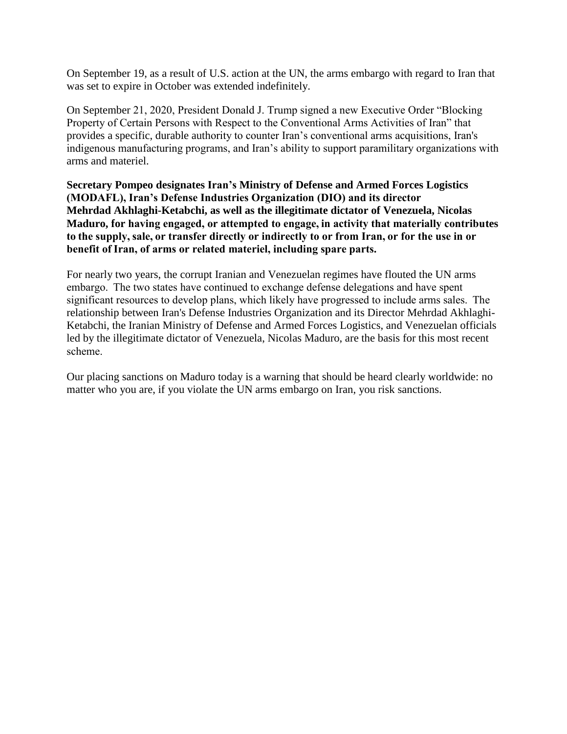On September 19, as a result of U.S. action at the UN, the arms embargo with regard to Iran that was set to expire in October was extended indefinitely.

On September 21, 2020, President Donald J. Trump signed a new Executive Order "Blocking Property of Certain Persons with Respect to the Conventional Arms Activities of Iran" that provides a specific, durable authority to counter Iran's conventional arms acquisitions, Iran's indigenous manufacturing programs, and Iran's ability to support paramilitary organizations with arms and materiel.

**Secretary Pompeo designates Iran's Ministry of Defense and Armed Forces Logistics (MODAFL), Iran's Defense Industries Organization (DIO) and its director Mehrdad Akhlaghi-Ketabchi, as well as the illegitimate dictator of Venezuela, Nicolas Maduro, for having engaged, or attempted to engage, in activity that materially contributes to the supply, sale, or transfer directly or indirectly to or from Iran, or for the use in or benefit of Iran, of arms or related materiel, including spare parts.**

For nearly two years, the corrupt Iranian and Venezuelan regimes have flouted the UN arms embargo. The two states have continued to exchange defense delegations and have spent significant resources to develop plans, which likely have progressed to include arms sales. The relationship between Iran's Defense Industries Organization and its Director Mehrdad Akhlaghi-Ketabchi, the Iranian Ministry of Defense and Armed Forces Logistics, and Venezuelan officials led by the illegitimate dictator of Venezuela, Nicolas Maduro, are the basis for this most recent scheme.

Our placing sanctions on Maduro today is a warning that should be heard clearly worldwide: no matter who you are, if you violate the UN arms embargo on Iran, you risk sanctions.